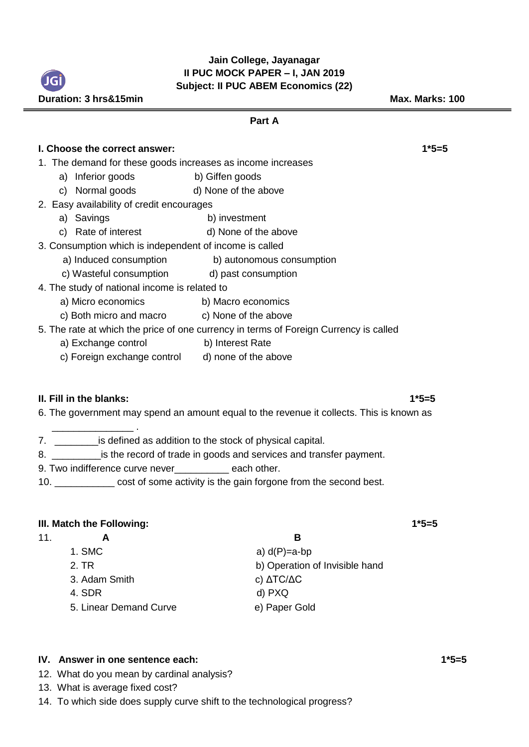**Jain College, Jayanagar**
**II PUC MOCK PAPER – I, JAN 2019**
**Subject: II PUC ABEM Economics (22)**

**Duration: 3 hrs&15min** **Max. Marks: 100**

## Part A

### I. Choose the correct answer: 1*5=5

1. The demand for these goods increases as income increases
   a) Inferior goods b) Giffen goods
   c) Normal goods d) None of the above
2. Easy availability of credit encourages
   a) Savings b) investment
   c) Rate of interest d) None of the above
3. Consumption which is independent of income is called
   a) Induced consumption b) autonomous consumption
   c) Wasteful consumption d) past consumption
4. The study of national income is related to
   a) Micro economics b) Macro economics
   c) Both micro and macro c) None of the above
5. The rate at which the price of one currency in terms of Foreign Currency is called
   a) Exchange control b) Interest Rate
   c) Foreign exchange control d) none of the above

### II. Fill in the blanks: 1*5=5

6. The government may spend an amount equal to the revenue it collects. This is known as _______________ .
7. ________is defined as addition to the stock of physical capital.
8. _________is the record of trade in goods and services and transfer payment.
9. Two indifference curve never__________ each other.
10. ___________ cost of some activity is the gain forgone from the second best.

### III. Match the Following: 1*5=5

11.

| A | B |
|---|---|
| 1. SMC | a) d(P)=a-bp |
| 2. TR | b) Operation of Invisible hand |
| 3. Adam Smith | c) $\Delta TC/\Delta C$ |
| 4. SDR | d) PXQ |
| 5. Linear Demand Curve | e) Paper Gold |

### IV. Answer in one sentence each: 1*5=5

12. What do you mean by cardinal analysis?
13. What is average fixed cost?
14. To which side does supply curve shift to the technological progress?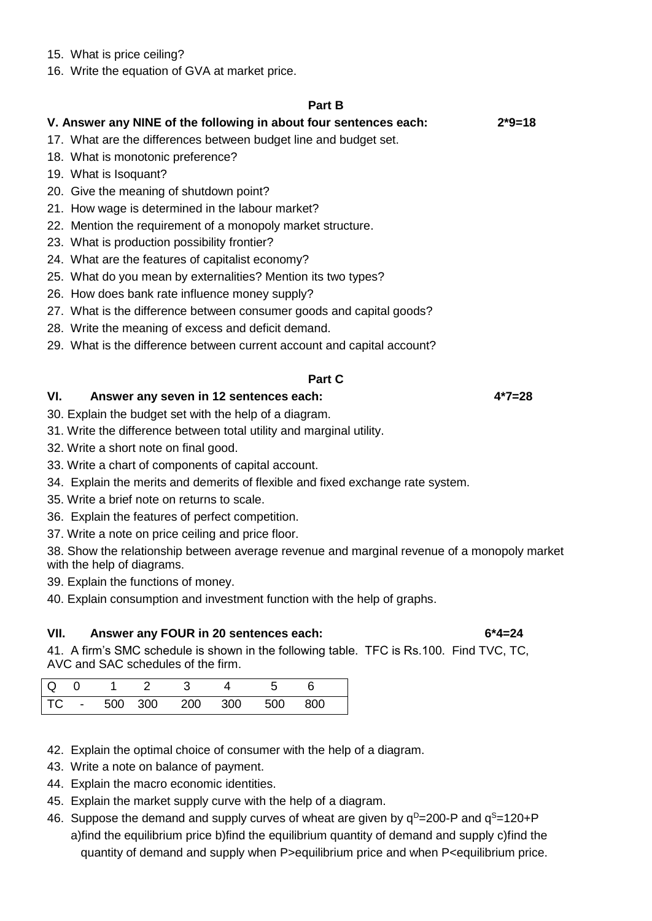15. What is price ceiling?
16. Write the equation of GVA at market price.

## Part B

### V. Answer any NINE of the following in about four sentences each: 2*9=18

17. What are the differences between budget line and budget set.
18. What is monotonic preference?
19. What is Isoquant?
20. Give the meaning of shutdown point?
21. How wage is determined in the labour market?
22. Mention the requirement of a monopoly market structure.
23. What is production possibility frontier?
24. What are the features of capitalist economy?
25. What do you mean by externalities? Mention its two types?
26. How does bank rate influence money supply?
27. What is the difference between consumer goods and capital goods?
28. Write the meaning of excess and deficit demand.
29. What is the difference between current account and capital account?

## Part C

### VI. Answer any seven in 12 sentences each: 4*7=28

30. Explain the budget set with the help of a diagram.
31. Write the difference between total utility and marginal utility.
32. Write a short note on final good.
33. Write a chart of components of capital account.
34. Explain the merits and demerits of flexible and fixed exchange rate system.
35. Write a brief note on returns to scale.
36. Explain the features of perfect competition.
37. Write a note on price ceiling and price floor.
38. Show the relationship between average revenue and marginal revenue of a monopoly market with the help of diagrams.
39. Explain the functions of money.
40. Explain consumption and investment function with the help of graphs.

### VII. Answer any FOUR in 20 sentences each: 6*4=24

41. A firm's SMC schedule is shown in the following table. TFC is Rs.100. Find TVC, TC, AVC and SAC schedules of the firm.

| Q | 0 | 1 | 2 | 3 | 4 | 5 | 6 |
|---|---|---|---|---|---|---|---|
| TC | - | 500 | 300 | 200 | 300 | 500 | 800 |

42. Explain the optimal choice of consumer with the help of a diagram.
43. Write a note on balance of payment.
44. Explain the macro economic identities.
45. Explain the market supply curve with the help of a diagram.
46. Suppose the demand and supply curves of wheat are given by $q^D=200-P$ and $q^S=120+P$ a)find the equilibrium price b)find the equilibrium quantity of demand and supply c)find the quantity of demand and supply when P>equilibrium price and when P<equilibrium price.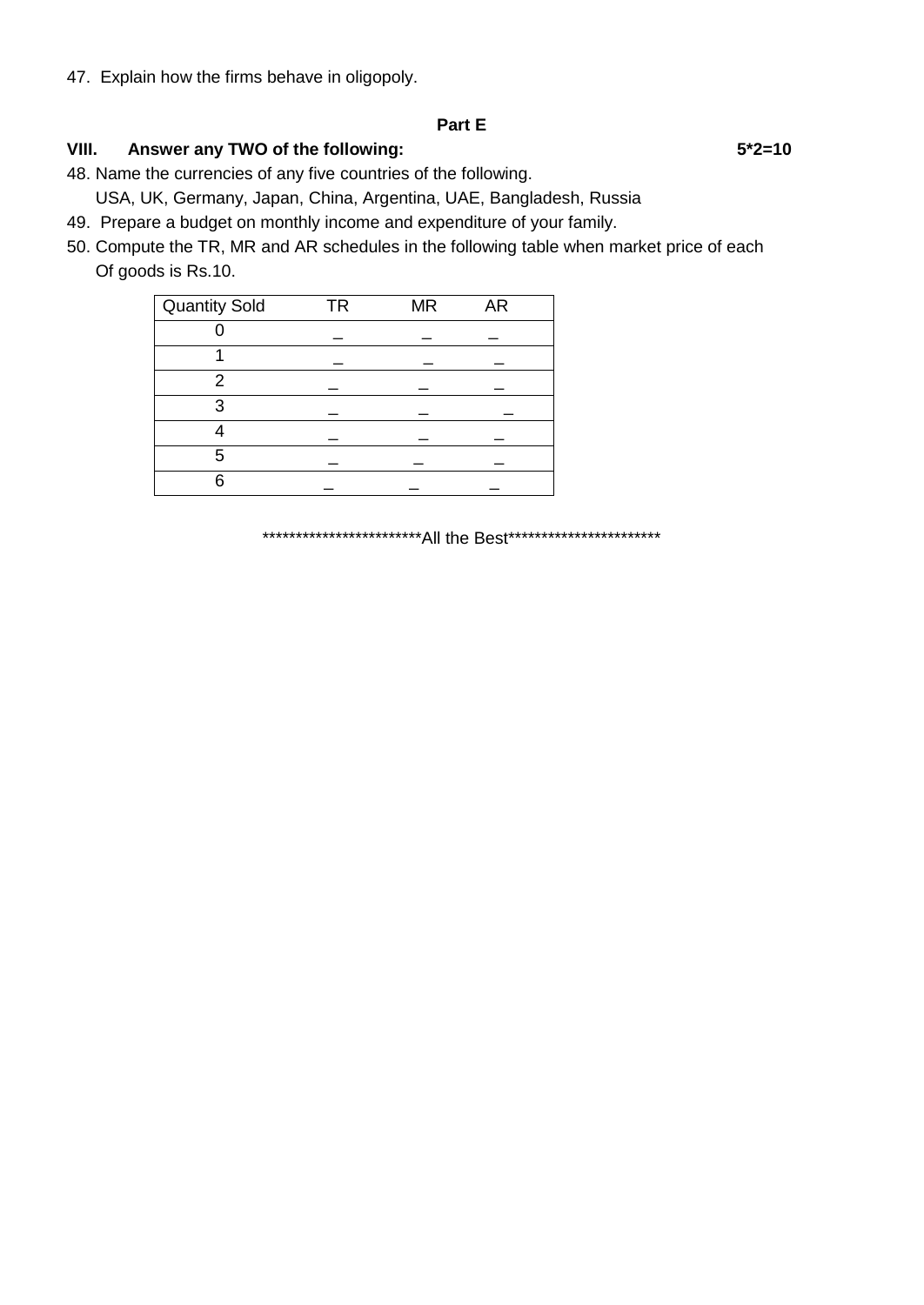47. Explain how the firms behave in oligopoly.

## Part E

**VIII. Answer any TWO of the following: 5*2=10**

48. Name the currencies of any five countries of the following.
    USA, UK, Germany, Japan, China, Argentina, UAE, Bangladesh, Russia
49. Prepare a budget on monthly income and expenditure of your family.
50. Compute the TR, MR and AR schedules in the following table when market price of each Of goods is Rs.10.

| Quantity Sold | TR | MR | AR |
|---|---|---|---|
| 0 | _ | _ | _ |
| 1 | _ | _ | _ |
| 2 | _ | _ | _ |
| 3 | _ | _ | _ |
| 4 | _ | _ | _ |
| 5 | _ | _ | _ |
| 6 | _ | _ | _ |

************************All the Best************************